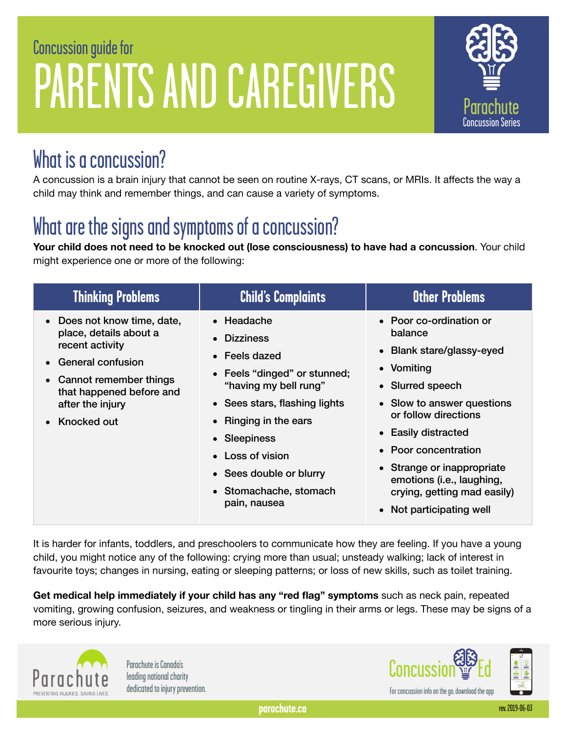Concussion guide for

# PARENTS AND CAREGIVERS

Parachute Concussion Series

## What is a concussion?

A concussion is a brain injury that cannot be seen on routine X-rays, CT scans, or MRIs. It affects the way a child may think and remember things, and can cause a variety of symptoms.

## What are the signs and symptoms of a concussion?

**Your child does not need to be knocked out (lose consciousness) to have had a concussion**. Your child might experience one or more of the following:

| Thinking Problems | Child's Complaints | Other Problems |
|---|---|---|
| • Does not know time, date, place, details about a recent activity<br>• General confusion<br>• Cannot remember things that happened before and after the injury<br>• Knocked out | • Headache<br>• Dizziness<br>• Feels dazed<br>• Feels "dinged" or stunned; "having my bell rung"<br>• Sees stars, flashing lights<br>• Ringing in the ears<br>• Sleepiness<br>• Loss of vision<br>• Sees double or blurry<br>• Stomachache, stomach pain, nausea | • Poor co-ordination or balance<br>• Blank stare/glassy-eyed<br>• Vomiting<br>• Slurred speech<br>• Slow to answer questions or follow directions<br>• Easily distracted<br>• Poor concentration<br>• Strange or inappropriate emotions (i.e., laughing, crying, getting mad easily)<br>• Not participating well |

It is harder for infants, toddlers, and preschoolers to communicate how they are feeling. If you have a young child, you might notice any of the following: crying more than usual; unsteady walking; lack of interest in favourite toys; changes in nursing, eating or sleeping patterns; or loss of new skills, such as toilet training.

**Get medical help immediately if your child has any "red flag" symptoms** such as neck pain, repeated vomiting, growing confusion, seizures, and weakness or tingling in their arms or legs. These may be signs of a more serious injury.

Parachute — PREVENTING INJURIES. SAVING LIVES.

Parachute is Canada's leading national charity dedicated to injury prevention.

Concussion Ed — For concussion info on the go, download the app

parachute.ca

rev. 2019-06-03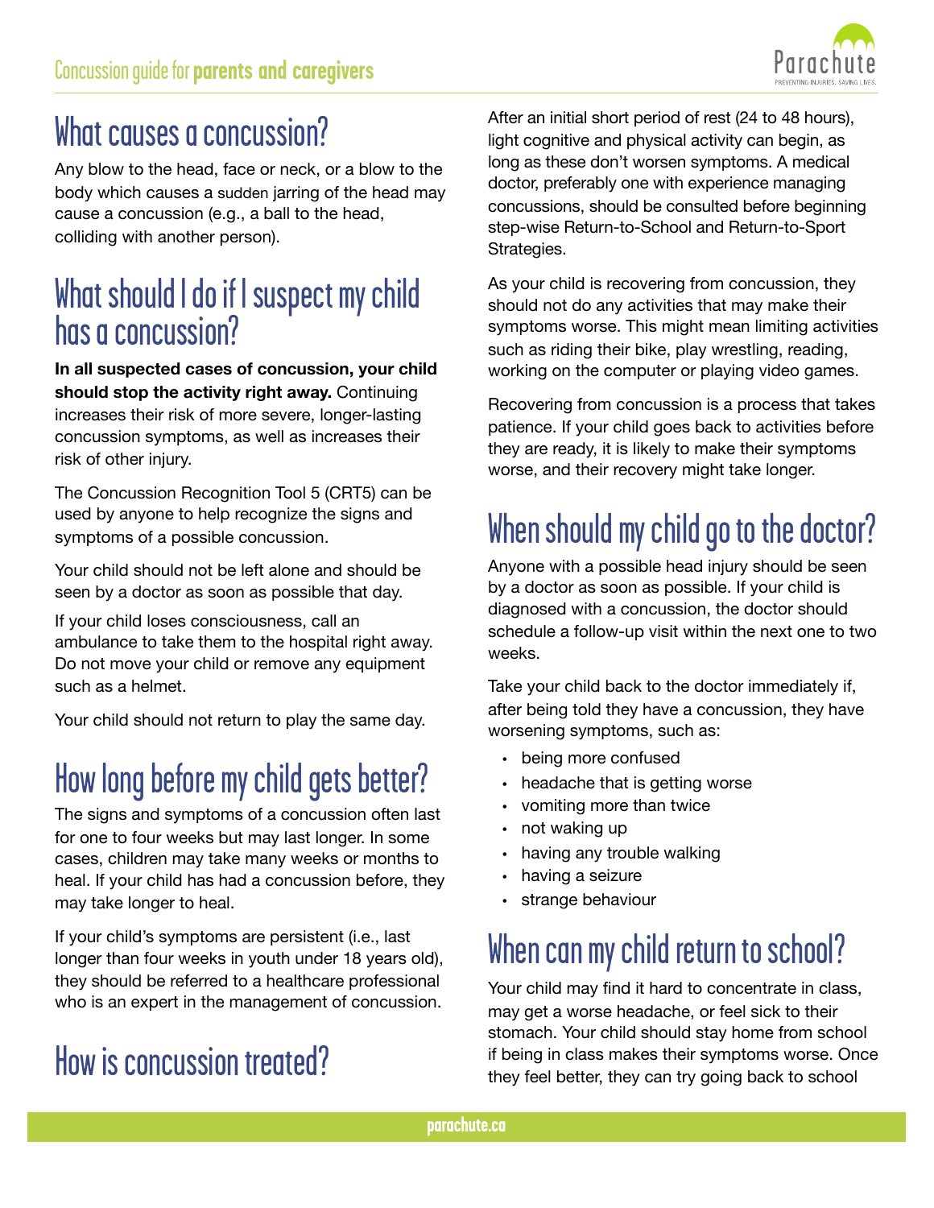## What causes a concussion?

Any blow to the head, face or neck, or a blow to the body which causes a sudden jarring of the head may cause a concussion (e.g., a ball to the head, colliding with another person).

## What should I do if I suspect my child has a concussion?

**In all suspected cases of concussion, your child should stop the activity right away.** Continuing increases their risk of more severe, longer-lasting concussion symptoms, as well as increases their risk of other injury.

The Concussion Recognition Tool 5 (CRT5) can be used by anyone to help recognize the signs and symptoms of a possible concussion.

Your child should not be left alone and should be seen by a doctor as soon as possible that day.

If your child loses consciousness, call an ambulance to take them to the hospital right away. Do not move your child or remove any equipment such as a helmet.

Your child should not return to play the same day.

## How long before my child gets better?

The signs and symptoms of a concussion often last for one to four weeks but may last longer. In some cases, children may take many weeks or months to heal. If your child has had a concussion before, they may take longer to heal.

If your child's symptoms are persistent (i.e., last longer than four weeks in youth under 18 years old), they should be referred to a healthcare professional who is an expert in the management of concussion.

## How is concussion treated?

After an initial short period of rest (24 to 48 hours), light cognitive and physical activity can begin, as long as these don't worsen symptoms. A medical doctor, preferably one with experience managing concussions, should be consulted before beginning step-wise Return-to-School and Return-to-Sport Strategies.

As your child is recovering from concussion, they should not do any activities that may make their symptoms worse. This might mean limiting activities such as riding their bike, play wrestling, reading, working on the computer or playing video games.

Recovering from concussion is a process that takes patience. If your child goes back to activities before they are ready, it is likely to make their symptoms worse, and their recovery might take longer.

## When should my child go to the doctor?

Anyone with a possible head injury should be seen by a doctor as soon as possible. If your child is diagnosed with a concussion, the doctor should schedule a follow-up visit within the next one to two weeks.

Take your child back to the doctor immediately if, after being told they have a concussion, they have worsening symptoms, such as:

- being more confused
- headache that is getting worse
- vomiting more than twice
- not waking up
- having any trouble walking
- having a seizure
- strange behaviour

## When can my child return to school?

Your child may find it hard to concentrate in class, may get a worse headache, or feel sick to their stomach. Your child should stay home from school if being in class makes their symptoms worse. Once they feel better, they can try going back to school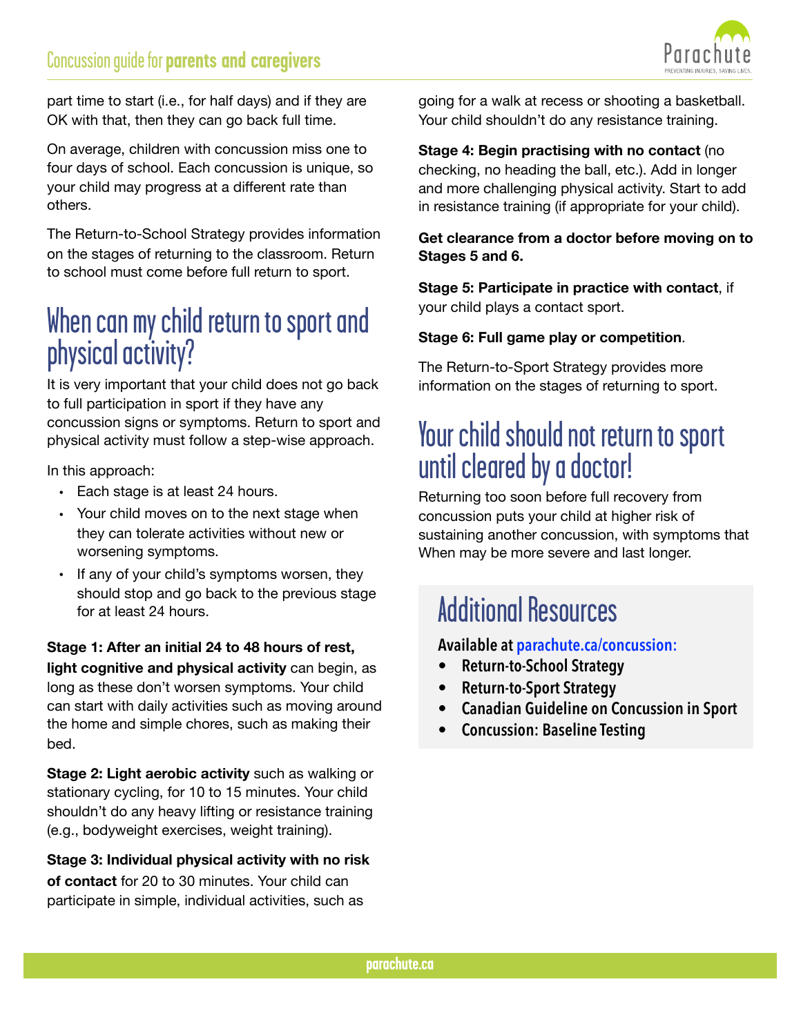part time to start (i.e., for half days) and if they are OK with that, then they can go back full time.

On average, children with concussion miss one to four days of school. Each concussion is unique, so your child may progress at a different rate than others.

The Return-to-School Strategy provides information on the stages of returning to the classroom. Return to school must come before full return to sport.

## When can my child return to sport and physical activity?

It is very important that your child does not go back to full participation in sport if they have any concussion signs or symptoms. Return to sport and physical activity must follow a step-wise approach.

In this approach:

- Each stage is at least 24 hours.
- Your child moves on to the next stage when they can tolerate activities without new or worsening symptoms.
- If any of your child's symptoms worsen, they should stop and go back to the previous stage for at least 24 hours.

**Stage 1: After an initial 24 to 48 hours of rest, light cognitive and physical activity** can begin, as long as these don't worsen symptoms. Your child can start with daily activities such as moving around the home and simple chores, such as making their bed.

**Stage 2: Light aerobic activity** such as walking or stationary cycling, for 10 to 15 minutes. Your child shouldn't do any heavy lifting or resistance training (e.g., bodyweight exercises, weight training).

**Stage 3: Individual physical activity with no risk of contact** for 20 to 30 minutes. Your child can participate in simple, individual activities, such as going for a walk at recess or shooting a basketball. Your child shouldn't do any resistance training.

**Stage 4: Begin practising with no contact** (no checking, no heading the ball, etc.). Add in longer and more challenging physical activity. Start to add in resistance training (if appropriate for your child).

**Get clearance from a doctor before moving on to Stages 5 and 6.**

**Stage 5: Participate in practice with contact**, if your child plays a contact sport.

**Stage 6: Full game play or competition**.

The Return-to-Sport Strategy provides more information on the stages of returning to sport.

## Your child should not return to sport until cleared by a doctor!

Returning too soon before full recovery from concussion puts your child at higher risk of sustaining another concussion, with symptoms that When may be more severe and last longer.

## Additional Resources

**Available at parachute.ca/concussion:**

- **Return-to-School Strategy**
- **Return-to-Sport Strategy**
- **Canadian Guideline on Concussion in Sport**
- **Concussion: Baseline Testing**